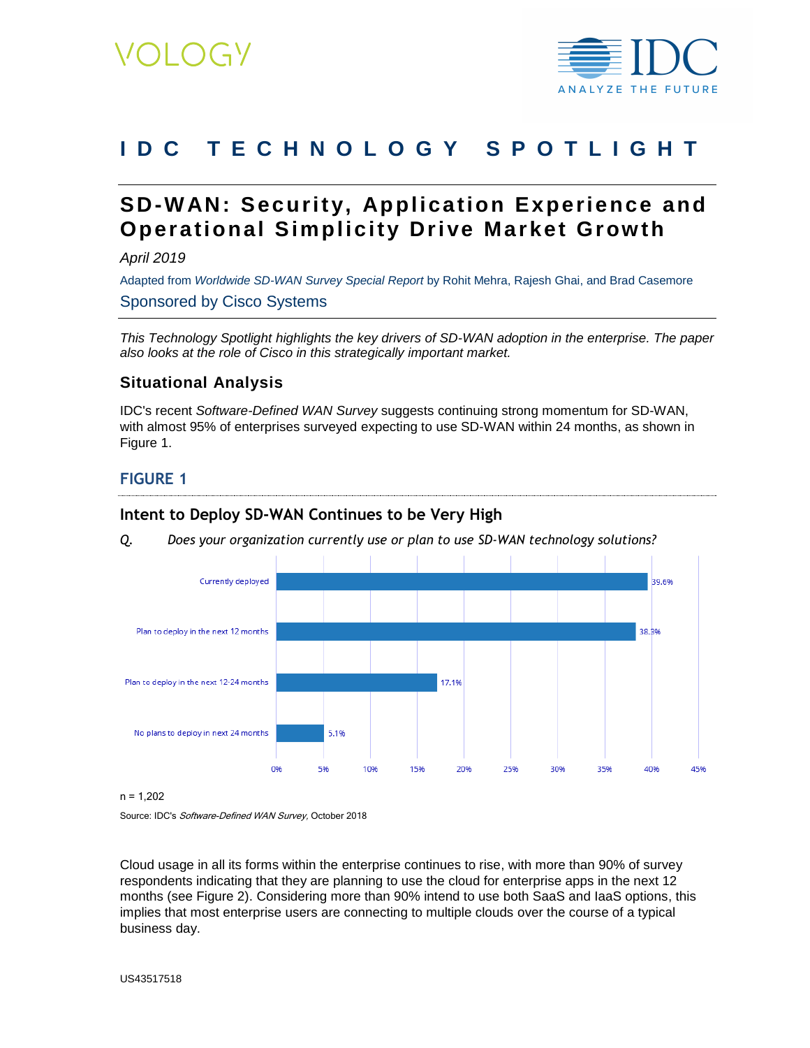VOLOGY

IDC ANALYZE THE FUTURE

# IDC TECHNOLOGY SPOTLIGHT

## SD-WAN: Security, Application Experience and Operational Simplicity Drive Market Growth

*April 2019*

Adapted from *Worldwide SD-WAN Survey Special Report* by Rohit Mehra, Rajesh Ghai, and Brad Casemore

Sponsored by Cisco Systems

*This Technology Spotlight highlights the key drivers of SD-WAN adoption in the enterprise. The paper also looks at the role of Cisco in this strategically important market.*

### Situational Analysis

IDC's recent *Software-Defined WAN Survey* suggests continuing strong momentum for SD-WAN, with almost 95% of enterprises surveyed expecting to use SD-WAN within 24 months, as shown in Figure 1.

#### FIGURE 1

**Intent to Deploy SD-WAN Continues to be Very High**

*Q. Does your organization currently use or plan to use SD-WAN technology solutions?*

| Response | % |
|---|---|
| Currently deployed | 39.6% |
| Plan to deploy in the next 12 months | 38.3% |
| Plan to deploy in the next 12-24 months | 17.1% |
| No plans to deploy in next 24 months | 5.1% |

n = 1,202

Source: IDC's *Software-Defined WAN Survey*, October 2018

Cloud usage in all its forms within the enterprise continues to rise, with more than 90% of survey respondents indicating that they are planning to use the cloud for enterprise apps in the next 12 months (see Figure 2). Considering more than 90% intend to use both SaaS and IaaS options, this implies that most enterprise users are connecting to multiple clouds over the course of a typical business day.

US43517518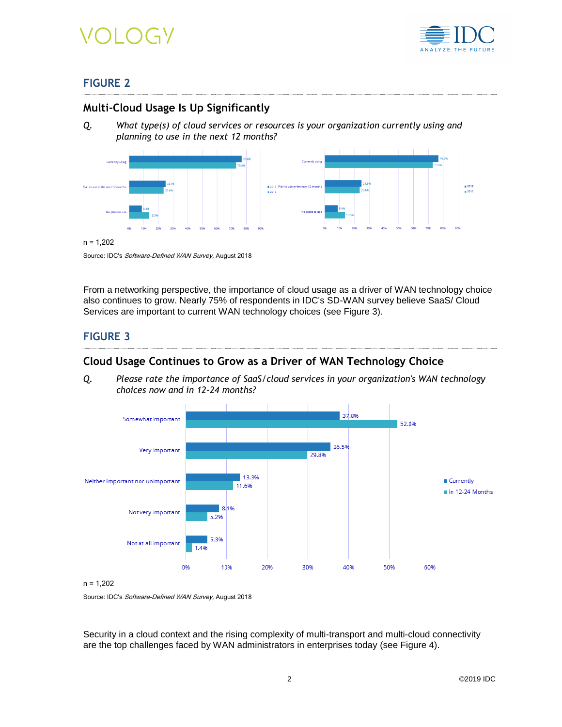## FIGURE 2

### Multi-Cloud Usage Is Up Significantly

*Q. What type(s) of cloud services or resources is your organization currently using and planning to use in the next 12 months?*

| | 2018 | 2017 |
|---|---|---|
| Currently using | 76.8% | 73.0% |
| Plan to use in the next 12 months | 24.8% | 23.6% |
| No plans to use | 8.6% | 13.5% |

n = 1,202

Source: IDC's *Software-Defined WAN Survey,* August 2018

From a networking perspective, the importance of cloud usage as a driver of WAN technology choice also continues to grow. Nearly 75% of respondents in IDC's SD-WAN survey believe SaaS/ Cloud Services are important to current WAN technology choices (see Figure 3).

## FIGURE 3

### Cloud Usage Continues to Grow as a Driver of WAN Technology Choice

*Q. Please rate the importance of SaaS/cloud services in your organization's WAN technology choices now and in 12-24 months?*

| | Currently | In 12-24 Months |
|---|---|---|
| Somewhat important | 37.8% | 52.0% |
| Very important | 35.5% | 29.8% |
| Neither important nor unimportant | 13.3% | 11.6% |
| Not very important | 8.1% | 5.2% |
| Not at all important | 5.3% | 1.4% |

n = 1,202

Source: IDC's *Software-Defined WAN Survey,* August 2018

Security in a cloud context and the rising complexity of multi-transport and multi-cloud connectivity are the top challenges faced by WAN administrators in enterprises today (see Figure 4).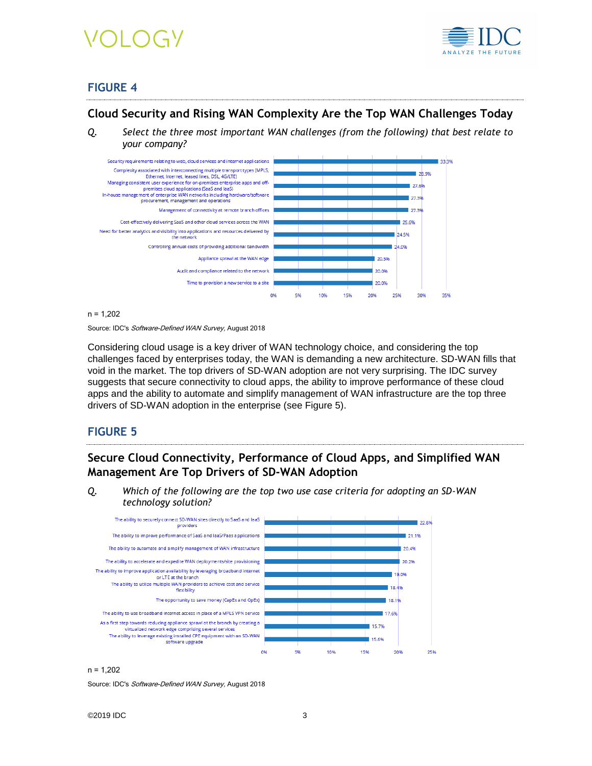## FIGURE 4

### Cloud Security and Rising WAN Complexity Are the Top WAN Challenges Today

*Q. Select the three most important WAN challenges (from the following) that best relate to your company?*

| Challenge | % |
|---|---|
| Security requirements relating to web, cloud services and internet applications | 33.3% |
| Complexity associated with interconnecting multiple transport types (MPLS, Ethernet, Internet, leased lines, DSL, 4G/LTE) | 28.9% |
| Managing consistent user experience for on-premises enterprise apps and off-premises cloud applications (SaaS and IaaS) | 27.6% |
| In-house management of enterprise WAN networks including hardware/software procurement, management and operations | 27.3% |
| Management of connectivity at remote branch offices | 27.3% |
| Cost-effectively delivering SaaS and other cloud services across the WAN | 25.6% |
| Need for better analytics and visibility into applications and resources delivered by the network | 24.5% |
| Controlling annual costs of providing additional bandwidth | 24.0% |
| Appliance sprawl at the WAN edge | 20.5% |
| Audit and compliance related to the network | 20.0% |
| Time to provision a new service to a site | 20.0% |

n = 1,202

Source: IDC's *Software-Defined WAN Survey*, August 2018

Considering cloud usage is a key driver of WAN technology choice, and considering the top challenges faced by enterprises today, the WAN is demanding a new architecture. SD-WAN fills that void in the market. The top drivers of SD-WAN adoption are not very surprising. The IDC survey suggests that secure connectivity to cloud apps, the ability to improve performance of these cloud apps and the ability to automate and simplify management of WAN infrastructure are the top three drivers of SD-WAN adoption in the enterprise (see Figure 5).

## FIGURE 5

### Secure Cloud Connectivity, Performance of Cloud Apps, and Simplified WAN Management Are Top Drivers of SD-WAN Adoption

*Q. Which of the following are the top two use case criteria for adopting an SD-WAN technology solution?*

| Criteria | % |
|---|---|
| The ability to securely connect SD-WAN sites directly to SaaS and IaaS providers | 22.8% |
| The ability to improve performance of SaaS and IaaS/Paas applications | 21.1% |
| The ability to automate and simplify management of WAN infrastructure | 20.4% |
| The ability to accelerate and expedite WAN deployments/site provisioning | 20.2% |
| The ability to improve application availability by leveraging broadband internet or LTE at the branch | 19.0% |
| The ability to utilize multiple WAN providers to achieve cost and service flexibility | 18.4% |
| The opportunity to save money (CapEx and OpEx) | 18.1% |
| The ability to use broadband internet access in place of a MPLS VPN service | 17.6% |
| As a first step towards reducing appliance sprawl at the branch by creating a virtualized network edge comprising several services | 15.7% |
| The ability to leverage existing installed CPE equipment with an SD-WAN software upgrade | 15.6% |

n = 1,202

Source: IDC's *Software-Defined WAN Survey*, August 2018

©2019 IDC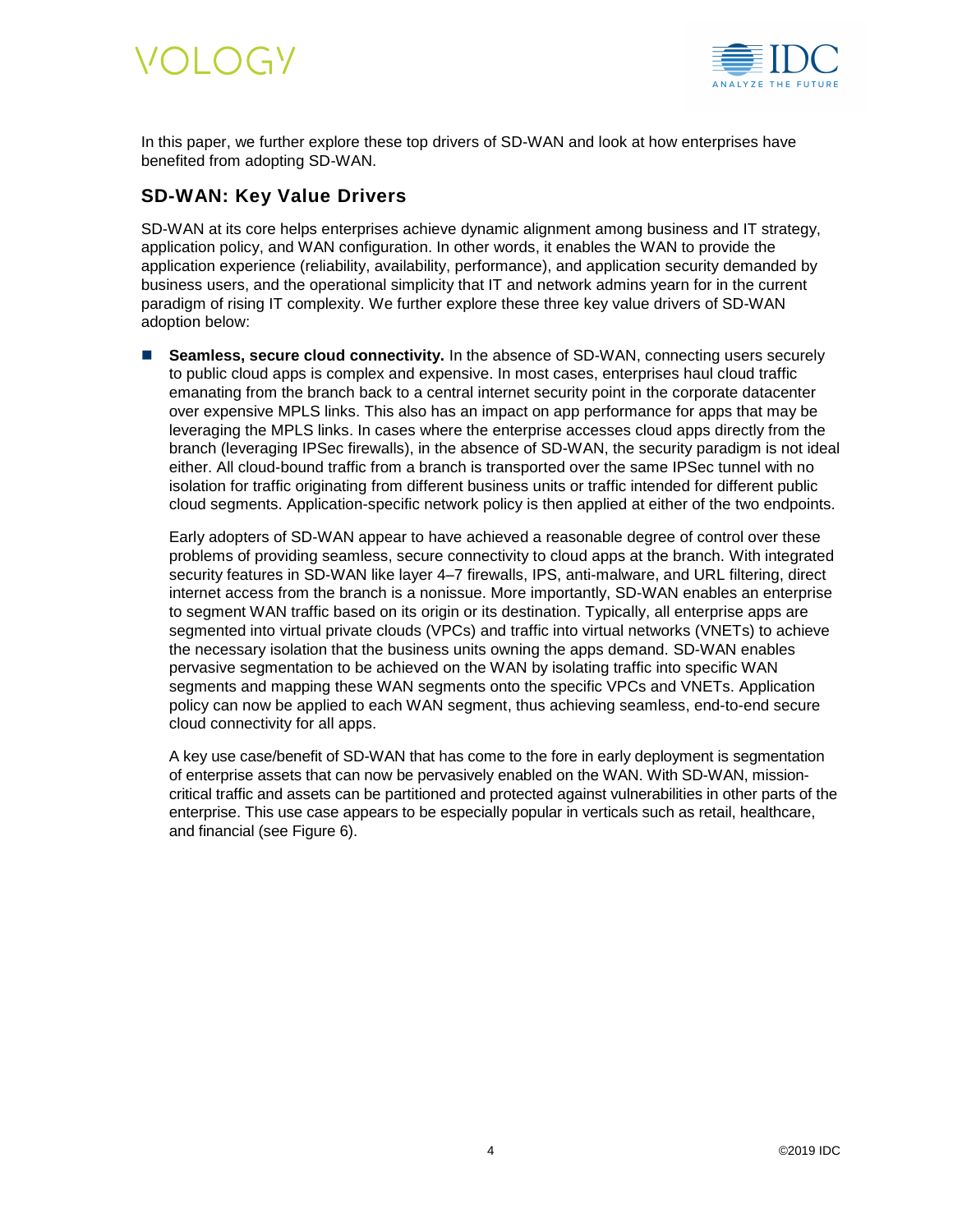In this paper, we further explore these top drivers of SD-WAN and look at how enterprises have benefited from adopting SD-WAN.

## SD-WAN: Key Value Drivers

SD-WAN at its core helps enterprises achieve dynamic alignment among business and IT strategy, application policy, and WAN configuration. In other words, it enables the WAN to provide the application experience (reliability, availability, performance), and application security demanded by business users, and the operational simplicity that IT and network admins yearn for in the current paradigm of rising IT complexity. We further explore these three key value drivers of SD-WAN adoption below:

- **Seamless, secure cloud connectivity.** In the absence of SD-WAN, connecting users securely to public cloud apps is complex and expensive. In most cases, enterprises haul cloud traffic emanating from the branch back to a central internet security point in the corporate datacenter over expensive MPLS links. This also has an impact on app performance for apps that may be leveraging the MPLS links. In cases where the enterprise accesses cloud apps directly from the branch (leveraging IPSec firewalls), in the absence of SD-WAN, the security paradigm is not ideal either. All cloud-bound traffic from a branch is transported over the same IPSec tunnel with no isolation for traffic originating from different business units or traffic intended for different public cloud segments. Application-specific network policy is then applied at either of the two endpoints.

  Early adopters of SD-WAN appear to have achieved a reasonable degree of control over these problems of providing seamless, secure connectivity to cloud apps at the branch. With integrated security features in SD-WAN like layer 4–7 firewalls, IPS, anti-malware, and URL filtering, direct internet access from the branch is a nonissue. More importantly, SD-WAN enables an enterprise to segment WAN traffic based on its origin or its destination. Typically, all enterprise apps are segmented into virtual private clouds (VPCs) and traffic into virtual networks (VNETs) to achieve the necessary isolation that the business units owning the apps demand. SD-WAN enables pervasive segmentation to be achieved on the WAN by isolating traffic into specific WAN segments and mapping these WAN segments onto the specific VPCs and VNETs. Application policy can now be applied to each WAN segment, thus achieving seamless, end-to-end secure cloud connectivity for all apps.

  A key use case/benefit of SD-WAN that has come to the fore in early deployment is segmentation of enterprise assets that can now be pervasively enabled on the WAN. With SD-WAN, mission-critical traffic and assets can be partitioned and protected against vulnerabilities in other parts of the enterprise. This use case appears to be especially popular in verticals such as retail, healthcare, and financial (see Figure 6).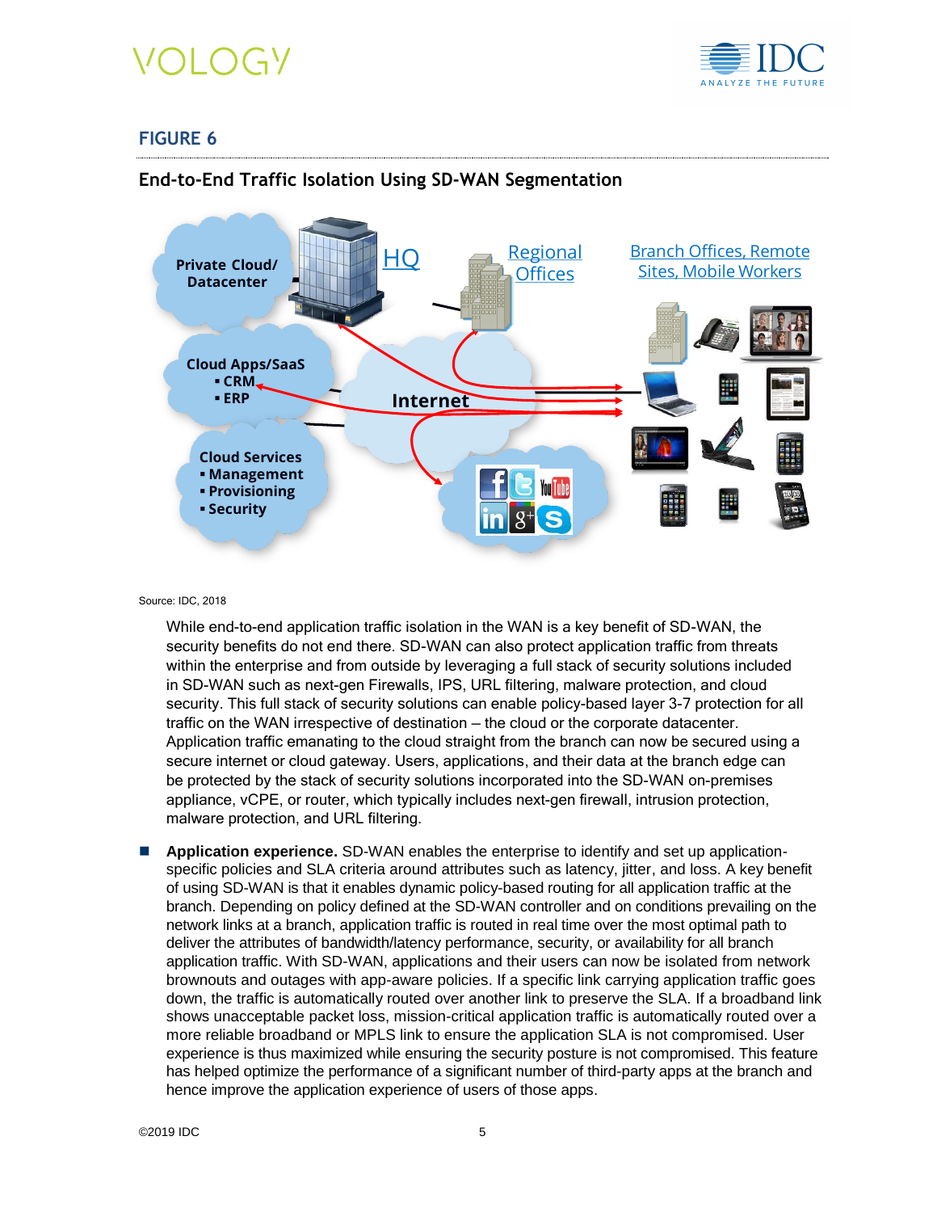## FIGURE 6

### End-to-End Traffic Isolation Using SD-WAN Segmentation

Private Cloud/ Datacenter

HQ

Regional Offices

Branch Offices, Remote Sites, Mobile Workers

Cloud Apps/SaaS
- CRM
- ERP

Internet

Cloud Services
- Management
- Provisioning
- Security

Source: IDC, 2018

While end-to-end application traffic isolation in the WAN is a key benefit of SD-WAN, the security benefits do not end there. SD-WAN can also protect application traffic from threats within the enterprise and from outside by leveraging a full stack of security solutions included in SD-WAN such as next-gen Firewalls, IPS, URL filtering, malware protection, and cloud security. This full stack of security solutions can enable policy-based layer 3-7 protection for all traffic on the WAN irrespective of destination – the cloud or the corporate datacenter. Application traffic emanating to the cloud straight from the branch can now be secured using a secure internet or cloud gateway. Users, applications, and their data at the branch edge can be protected by the stack of security solutions incorporated into the SD-WAN on-premises appliance, vCPE, or router, which typically includes next-gen firewall, intrusion protection, malware protection, and URL filtering.

- **Application experience.** SD-WAN enables the enterprise to identify and set up application-specific policies and SLA criteria around attributes such as latency, jitter, and loss. A key benefit of using SD-WAN is that it enables dynamic policy-based routing for all application traffic at the branch. Depending on policy defined at the SD-WAN controller and on conditions prevailing on the network links at a branch, application traffic is routed in real time over the most optimal path to deliver the attributes of bandwidth/latency performance, security, or availability for all branch application traffic. With SD-WAN, applications and their users can now be isolated from network brownouts and outages with app-aware policies. If a specific link carrying application traffic goes down, the traffic is automatically routed over another link to preserve the SLA. If a broadband link shows unacceptable packet loss, mission-critical application traffic is automatically routed over a more reliable broadband or MPLS link to ensure the application SLA is not compromised. User experience is thus maximized while ensuring the security posture is not compromised. This feature has helped optimize the performance of a significant number of third-party apps at the branch and hence improve the application experience of users of those apps.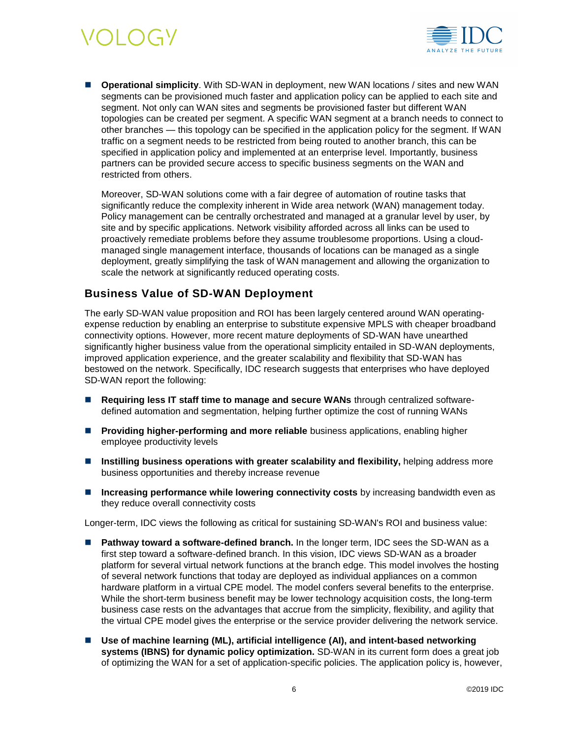- **Operational simplicity**. With SD-WAN in deployment, new WAN locations / sites and new WAN segments can be provisioned much faster and application policy can be applied to each site and segment. Not only can WAN sites and segments be provisioned faster but different WAN topologies can be created per segment. A specific WAN segment at a branch needs to connect to other branches — this topology can be specified in the application policy for the segment. If WAN traffic on a segment needs to be restricted from being routed to another branch, this can be specified in application policy and implemented at an enterprise level. Importantly, business partners can be provided secure access to specific business segments on the WAN and restricted from others.

  Moreover, SD-WAN solutions come with a fair degree of automation of routine tasks that significantly reduce the complexity inherent in Wide area network (WAN) management today. Policy management can be centrally orchestrated and managed at a granular level by user, by site and by specific applications. Network visibility afforded across all links can be used to proactively remediate problems before they assume troublesome proportions. Using a cloud-managed single management interface, thousands of locations can be managed as a single deployment, greatly simplifying the task of WAN management and allowing the organization to scale the network at significantly reduced operating costs.

## Business Value of SD-WAN Deployment

The early SD-WAN value proposition and ROI has been largely centered around WAN operating-expense reduction by enabling an enterprise to substitute expensive MPLS with cheaper broadband connectivity options. However, more recent mature deployments of SD-WAN have unearthed significantly higher business value from the operational simplicity entailed in SD-WAN deployments, improved application experience, and the greater scalability and flexibility that SD-WAN has bestowed on the network. Specifically, IDC research suggests that enterprises who have deployed SD-WAN report the following:

- **Requiring less IT staff time to manage and secure WANs** through centralized software-defined automation and segmentation, helping further optimize the cost of running WANs
- **Providing higher-performing and more reliable** business applications, enabling higher employee productivity levels
- **Instilling business operations with greater scalability and flexibility,** helping address more business opportunities and thereby increase revenue
- **Increasing performance while lowering connectivity costs** by increasing bandwidth even as they reduce overall connectivity costs

Longer-term, IDC views the following as critical for sustaining SD-WAN's ROI and business value:

- **Pathway toward a software-defined branch.** In the longer term, IDC sees the SD-WAN as a first step toward a software-defined branch. In this vision, IDC views SD-WAN as a broader platform for several virtual network functions at the branch edge. This model involves the hosting of several network functions that today are deployed as individual appliances on a common hardware platform in a virtual CPE model. The model confers several benefits to the enterprise. While the short-term business benefit may be lower technology acquisition costs, the long-term business case rests on the advantages that accrue from the simplicity, flexibility, and agility that the virtual CPE model gives the enterprise or the service provider delivering the network service.
- **Use of machine learning (ML), artificial intelligence (AI), and intent-based networking systems (IBNS) for dynamic policy optimization.** SD-WAN in its current form does a great job of optimizing the WAN for a set of application-specific policies. The application policy is, however,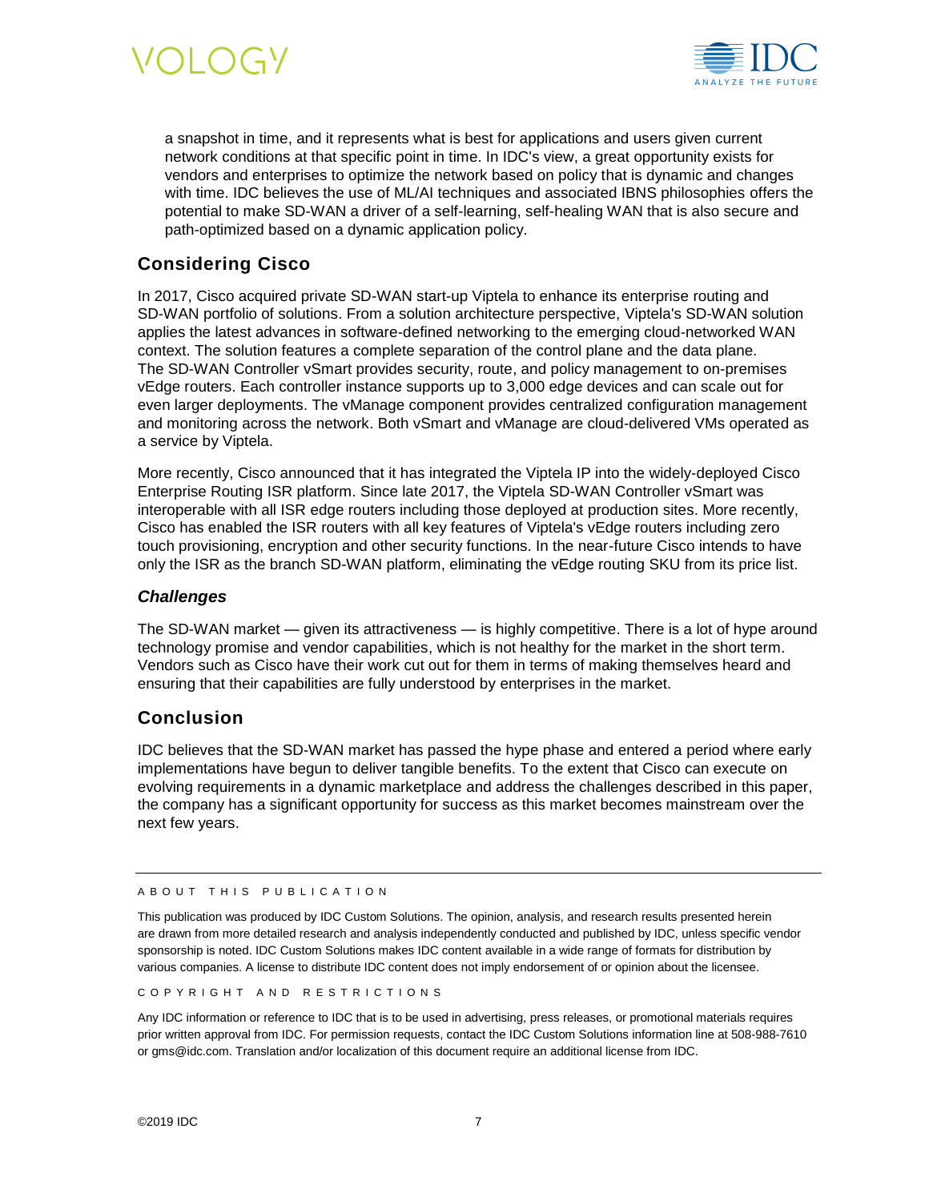a snapshot in time, and it represents what is best for applications and users given current network conditions at that specific point in time. In IDC's view, a great opportunity exists for vendors and enterprises to optimize the network based on policy that is dynamic and changes with time. IDC believes the use of ML/AI techniques and associated IBNS philosophies offers the potential to make SD-WAN a driver of a self-learning, self-healing WAN that is also secure and path-optimized based on a dynamic application policy.

## Considering Cisco

In 2017, Cisco acquired private SD-WAN start-up Viptela to enhance its enterprise routing and SD-WAN portfolio of solutions. From a solution architecture perspective, Viptela's SD-WAN solution applies the latest advances in software-defined networking to the emerging cloud-networked WAN context. The solution features a complete separation of the control plane and the data plane. The SD-WAN Controller vSmart provides security, route, and policy management to on-premises vEdge routers. Each controller instance supports up to 3,000 edge devices and can scale out for even larger deployments. The vManage component provides centralized configuration management and monitoring across the network. Both vSmart and vManage are cloud-delivered VMs operated as a service by Viptela.

More recently, Cisco announced that it has integrated the Viptela IP into the widely-deployed Cisco Enterprise Routing ISR platform. Since late 2017, the Viptela SD-WAN Controller vSmart was interoperable with all ISR edge routers including those deployed at production sites. More recently, Cisco has enabled the ISR routers with all key features of Viptela's vEdge routers including zero touch provisioning, encryption and other security functions. In the near-future Cisco intends to have only the ISR as the branch SD-WAN platform, eliminating the vEdge routing SKU from its price list.

### *Challenges*

The SD-WAN market — given its attractiveness — is highly competitive. There is a lot of hype around technology promise and vendor capabilities, which is not healthy for the market in the short term. Vendors such as Cisco have their work cut out for them in terms of making themselves heard and ensuring that their capabilities are fully understood by enterprises in the market.

## Conclusion

IDC believes that the SD-WAN market has passed the hype phase and entered a period where early implementations have begun to deliver tangible benefits. To the extent that Cisco can execute on evolving requirements in a dynamic marketplace and address the challenges described in this paper, the company has a significant opportunity for success as this market becomes mainstream over the next few years.

---

ABOUT THIS PUBLICATION

This publication was produced by IDC Custom Solutions. The opinion, analysis, and research results presented herein are drawn from more detailed research and analysis independently conducted and published by IDC, unless specific vendor sponsorship is noted. IDC Custom Solutions makes IDC content available in a wide range of formats for distribution by various companies. A license to distribute IDC content does not imply endorsement of or opinion about the licensee.

COPYRIGHT AND RESTRICTIONS

Any IDC information or reference to IDC that is to be used in advertising, press releases, or promotional materials requires prior written approval from IDC. For permission requests, contact the IDC Custom Solutions information line at 508-988-7610 or gms@idc.com. Translation and/or localization of this document require an additional license from IDC.

©2019 IDC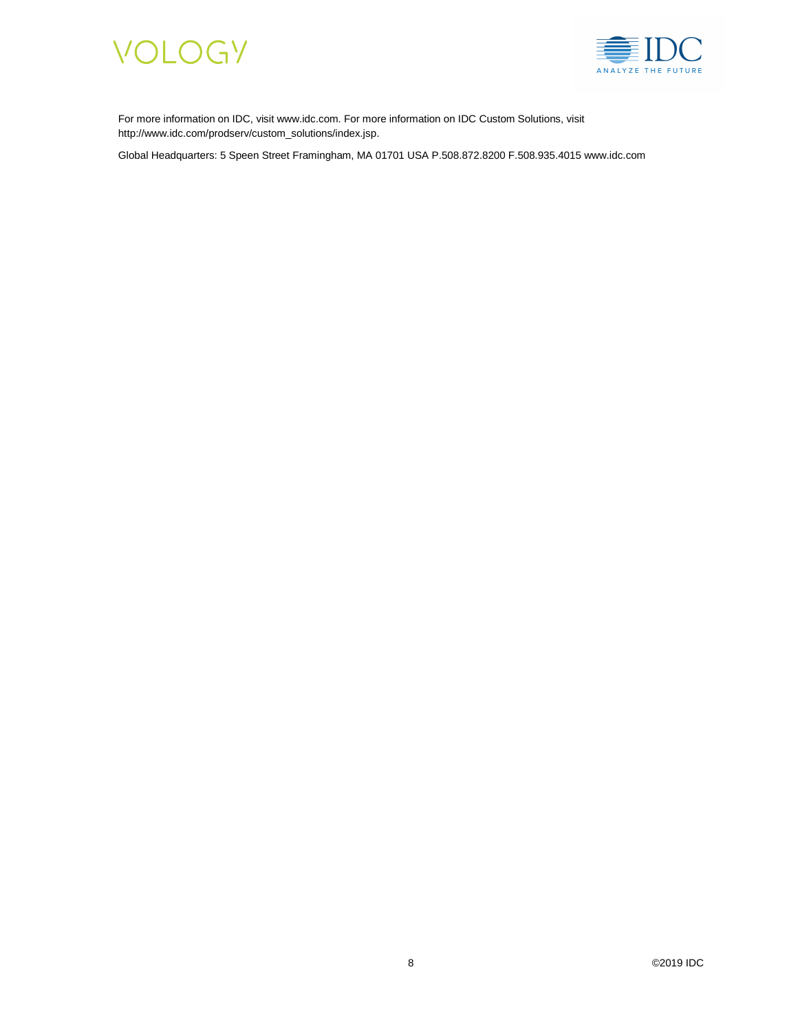For more information on IDC, visit www.idc.com. For more information on IDC Custom Solutions, visit http://www.idc.com/prodserv/custom_solutions/index.jsp.

Global Headquarters: 5 Speen Street Framingham, MA 01701 USA P.508.872.8200 F.508.935.4015 www.idc.com

©2019 IDC